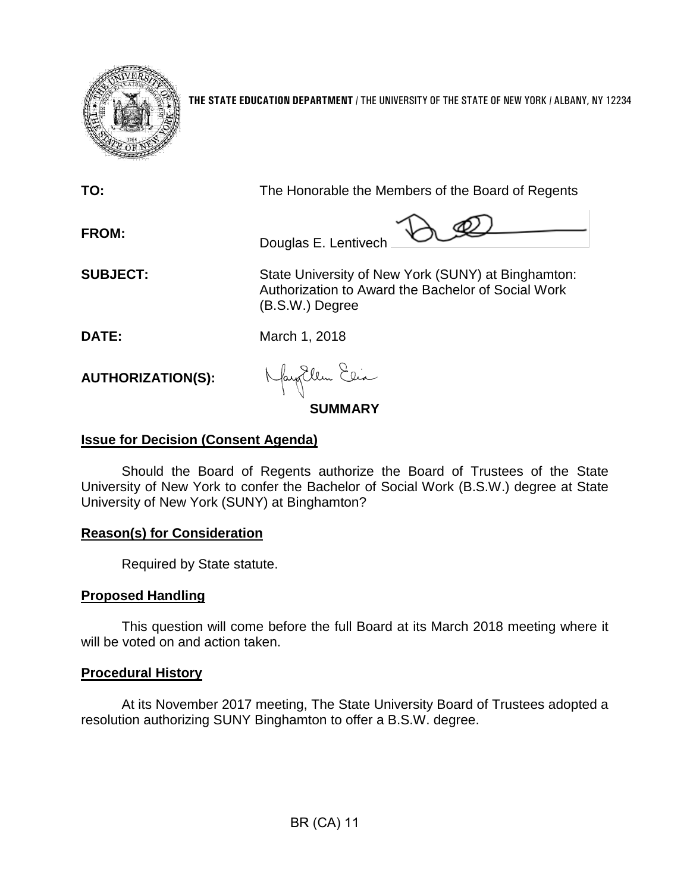**THE STATE EDUCATION DEPARTMENT** / THE UNIVERSITY OF THE STATE OF NEW YORK / ALBANY, NY 12234

**TO:** The Honorable the Members of the Board of Regents

**FROM:** Douglas E. Lentivech

**SUBJECT:** State University of New York (SUNY) at Binghamton: Authorization to Award the Bachelor of Social Work (B.S.W.) Degree

**DATE:** March 1, 2018

**AUTHORIZATION(S):**

## SUMMARY

### Issue for Decision (Consent Agenda)

Should the Board of Regents authorize the Board of Trustees of the State University of New York to confer the Bachelor of Social Work (B.S.W.) degree at State University of New York (SUNY) at Binghamton?

### Reason(s) for Consideration

Required by State statute.

### Proposed Handling

This question will come before the full Board at its March 2018 meeting where it will be voted on and action taken.

### Procedural History

At its November 2017 meeting, The State University Board of Trustees adopted a resolution authorizing SUNY Binghamton to offer a B.S.W. degree.

BR (CA) 11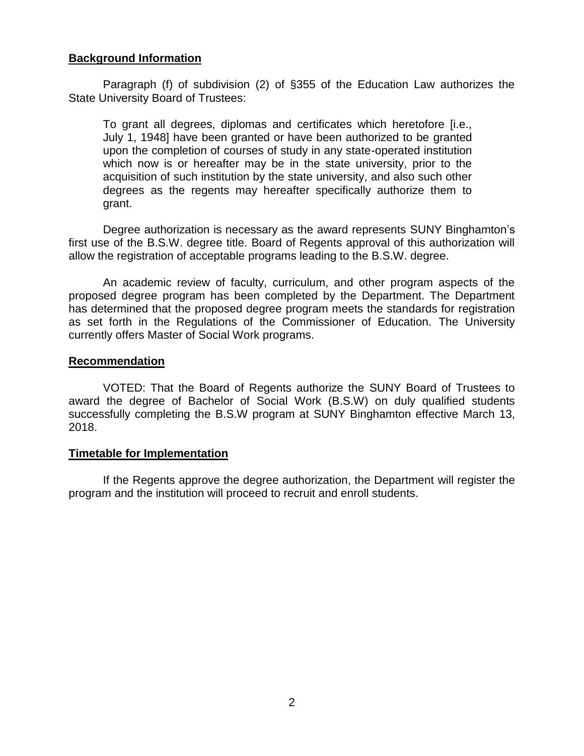## Background Information

Paragraph (f) of subdivision (2) of §355 of the Education Law authorizes the State University Board of Trustees:

> To grant all degrees, diplomas and certificates which heretofore [i.e., July 1, 1948] have been granted or have been authorized to be granted upon the completion of courses of study in any state-operated institution which now is or hereafter may be in the state university, prior to the acquisition of such institution by the state university, and also such other degrees as the regents may hereafter specifically authorize them to grant.

Degree authorization is necessary as the award represents SUNY Binghamton's first use of the B.S.W. degree title. Board of Regents approval of this authorization will allow the registration of acceptable programs leading to the B.S.W. degree.

An academic review of faculty, curriculum, and other program aspects of the proposed degree program has been completed by the Department. The Department has determined that the proposed degree program meets the standards for registration as set forth in the Regulations of the Commissioner of Education. The University currently offers Master of Social Work programs.

## Recommendation

VOTED: That the Board of Regents authorize the SUNY Board of Trustees to award the degree of Bachelor of Social Work (B.S.W) on duly qualified students successfully completing the B.S.W program at SUNY Binghamton effective March 13, 2018.

## Timetable for Implementation

If the Regents approve the degree authorization, the Department will register the program and the institution will proceed to recruit and enroll students.